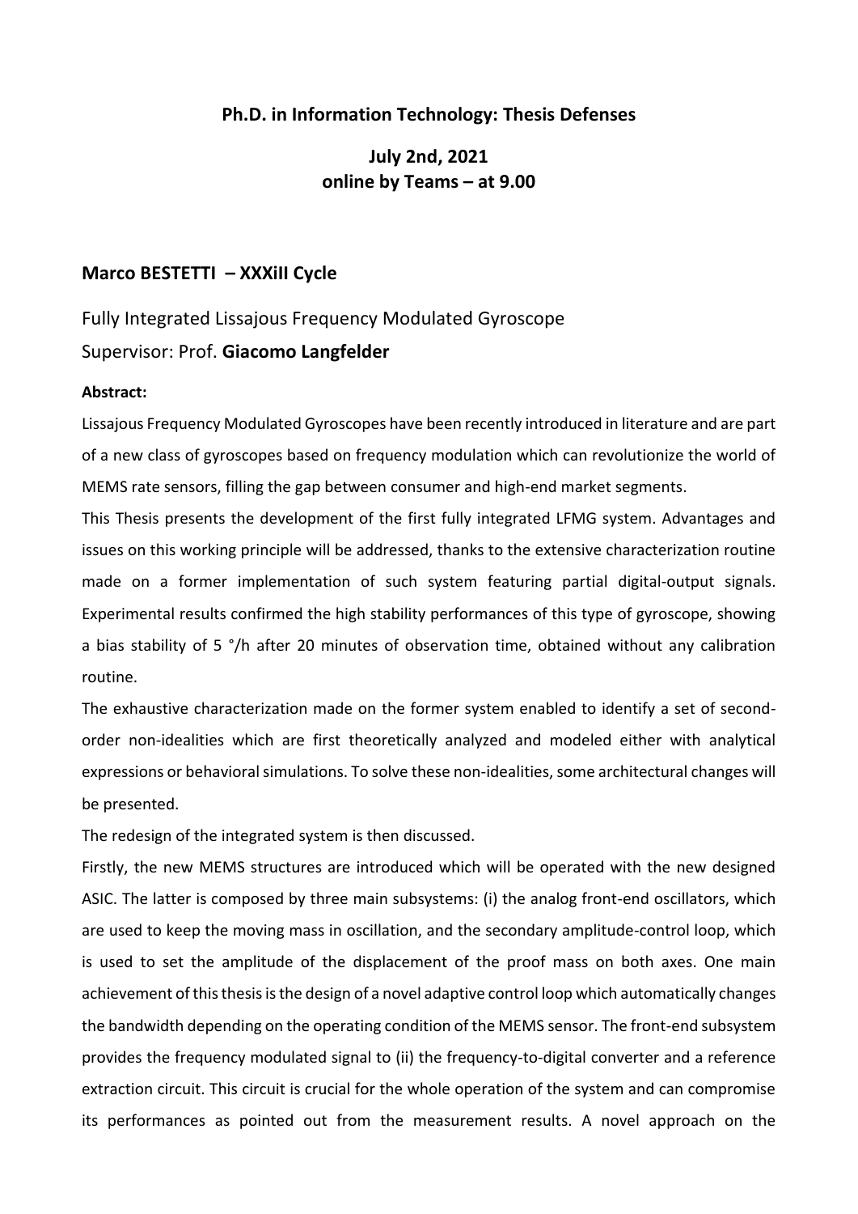**Ph.D. in Information Technology: Thesis Defenses**

**July 2nd, 2021**
**online by Teams – at 9.00**

## Marco BESTETTI – XXXiII Cycle

Fully Integrated Lissajous Frequency Modulated Gyroscope
Supervisor: Prof. **Giacomo Langfelder**

**Abstract:**

Lissajous Frequency Modulated Gyroscopes have been recently introduced in literature and are part of a new class of gyroscopes based on frequency modulation which can revolutionize the world of MEMS rate sensors, filling the gap between consumer and high-end market segments.

This Thesis presents the development of the first fully integrated LFMG system. Advantages and issues on this working principle will be addressed, thanks to the extensive characterization routine made on a former implementation of such system featuring partial digital-output signals. Experimental results confirmed the high stability performances of this type of gyroscope, showing a bias stability of 5 °/h after 20 minutes of observation time, obtained without any calibration routine.

The exhaustive characterization made on the former system enabled to identify a set of second-order non-idealities which are first theoretically analyzed and modeled either with analytical expressions or behavioral simulations. To solve these non-idealities, some architectural changes will be presented.

The redesign of the integrated system is then discussed.

Firstly, the new MEMS structures are introduced which will be operated with the new designed ASIC. The latter is composed by three main subsystems: (i) the analog front-end oscillators, which are used to keep the moving mass in oscillation, and the secondary amplitude-control loop, which is used to set the amplitude of the displacement of the proof mass on both axes. One main achievement of this thesis is the design of a novel adaptive control loop which automatically changes the bandwidth depending on the operating condition of the MEMS sensor. The front-end subsystem provides the frequency modulated signal to (ii) the frequency-to-digital converter and a reference extraction circuit. This circuit is crucial for the whole operation of the system and can compromise its performances as pointed out from the measurement results. A novel approach on the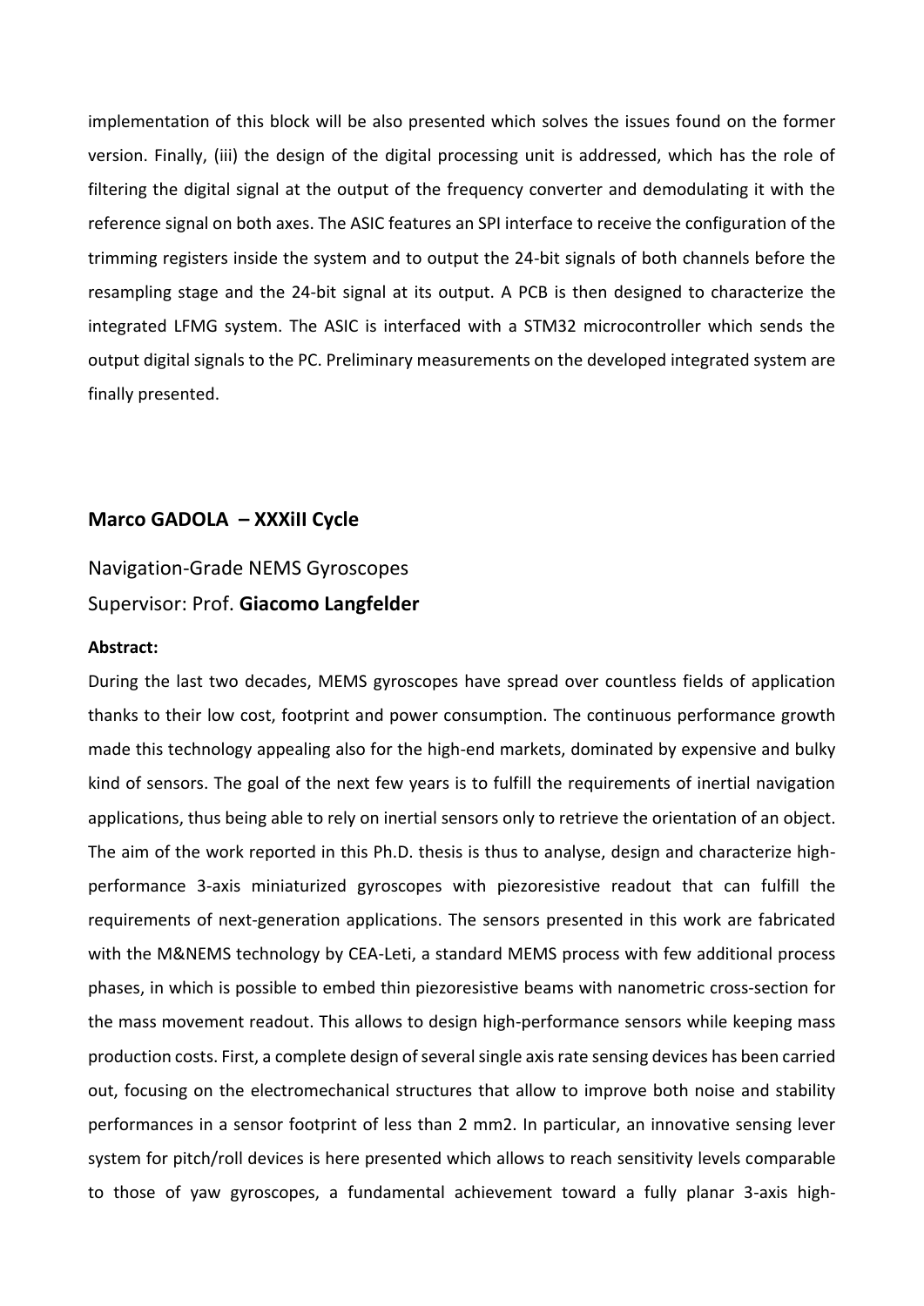implementation of this block will be also presented which solves the issues found on the former version. Finally, (iii) the design of the digital processing unit is addressed, which has the role of filtering the digital signal at the output of the frequency converter and demodulating it with the reference signal on both axes. The ASIC features an SPI interface to receive the configuration of the trimming registers inside the system and to output the 24-bit signals of both channels before the resampling stage and the 24-bit signal at its output. A PCB is then designed to characterize the integrated LFMG system. The ASIC is interfaced with a STM32 microcontroller which sends the output digital signals to the PC. Preliminary measurements on the developed integrated system are finally presented.

## Marco GADOLA – XXXiII Cycle

Navigation-Grade NEMS Gyroscopes

Supervisor: Prof. **Giacomo Langfelder**

**Abstract:**

During the last two decades, MEMS gyroscopes have spread over countless fields of application thanks to their low cost, footprint and power consumption. The continuous performance growth made this technology appealing also for the high-end markets, dominated by expensive and bulky kind of sensors. The goal of the next few years is to fulfill the requirements of inertial navigation applications, thus being able to rely on inertial sensors only to retrieve the orientation of an object. The aim of the work reported in this Ph.D. thesis is thus to analyse, design and characterize high-performance 3-axis miniaturized gyroscopes with piezoresistive readout that can fulfill the requirements of next-generation applications. The sensors presented in this work are fabricated with the M&NEMS technology by CEA-Leti, a standard MEMS process with few additional process phases, in which is possible to embed thin piezoresistive beams with nanometric cross-section for the mass movement readout. This allows to design high-performance sensors while keeping mass production costs. First, a complete design of several single axis rate sensing devices has been carried out, focusing on the electromechanical structures that allow to improve both noise and stability performances in a sensor footprint of less than 2 mm2. In particular, an innovative sensing lever system for pitch/roll devices is here presented which allows to reach sensitivity levels comparable to those of yaw gyroscopes, a fundamental achievement toward a fully planar 3-axis high-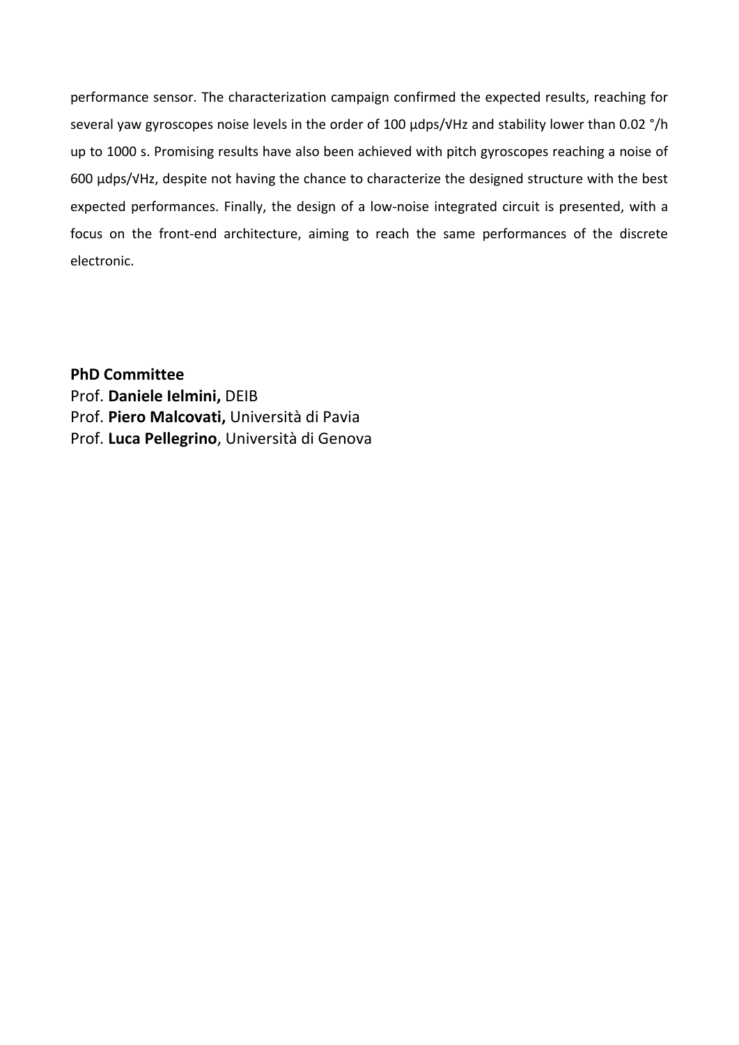performance sensor. The characterization campaign confirmed the expected results, reaching for several yaw gyroscopes noise levels in the order of 100 µdps/√Hz and stability lower than 0.02 °/h up to 1000 s. Promising results have also been achieved with pitch gyroscopes reaching a noise of 600 µdps/√Hz, despite not having the chance to characterize the designed structure with the best expected performances. Finally, the design of a low-noise integrated circuit is presented, with a focus on the front-end architecture, aiming to reach the same performances of the discrete electronic.

**PhD Committee**

Prof. **Daniele Ielmini,** DEIB

Prof. **Piero Malcovati,** Università di Pavia

Prof. **Luca Pellegrino**, Università di Genova